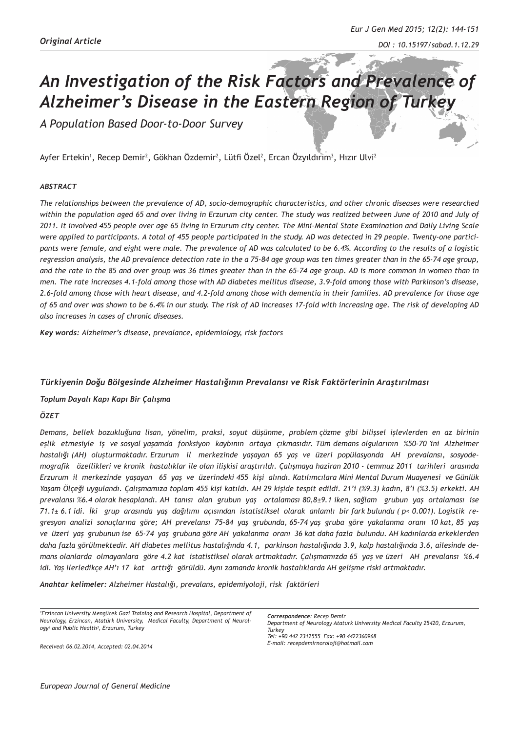*Original Article*

# An Investigation of the Risk Factors and Prevalence of Alzheimer's Disease in the Eastern Region of Turkey

*A Population Based Door-to-Door Survey*

Ayfer Ertekin[1], Recep Demir[2], Gökhan Özdemir[2], Lütfi Özel[2], Ercan Özyıldırım[3], Hızır Ulvi[2]

### ABSTRACT

*The relationships between the prevalence of AD, socio-demographic characteristics, and other chronic diseases were researched within the population aged 65 and over living in Erzurum city center. The study was realized between June of 2010 and July of 2011. It involved 455 people over age 65 living in Erzurum city center. The Mini-Mental State Examination and Daily Living Scale were applied to participants. A total of 455 people participated in the study. AD was detected in 29 people. Twenty-one participants were female, and eight were male. The prevalence of AD was calculated to be 6.4%. According to the results of a logistic regression analysis, the AD prevalence detection rate in the a 75-84 age group was ten times greater than in the 65-74 age group, and the rate in the 85 and over group was 36 times greater than in the 65-74 age group. AD is more common in women than in men. The rate increases 4.1-fold among those with AD diabetes mellitus disease, 3.9-fold among those with Parkinson's disease, 2.6-fold among those with heart disease, and 4.2-fold among those with dementia in their families. AD prevalence for those age of 65 and over was shown to be 6.4% in our study. The risk of AD increases 17-fold with increasing age. The risk of developing AD also increases in cases of chronic diseases.*

***Key words:*** *Alzheimer's disease, prevalance, epidemiology, risk factors*

### *Türkiyenin Doğu Bölgesinde Alzheimer Hastalığının Prevalansı ve Risk Faktörlerinin Araştırılması*

***Toplum Dayalı Kapı Kapı Bir Çalışma***

### *ÖZET*

*Demans, bellek bozukluğuna lisan, yönelim, praksi, soyut düşünme, problem çözme gibi bilişsel işlevlerden en az birinin eşlik etmesiyle iş ve sosyal yaşamda fonksiyon kaybının ortaya çıkmasıdır. Tüm demans olgularının %50-70 'ini Alzheimer hastalığı (AH) oluşturmaktadır. Erzurum il merkezinde yaşayan 65 yaş ve üzeri popülasyonda AH prevalansı, sosyodemografik özellikleri ve kronik hastalıklar ile olan ilişkisi araştırıldı. Çalışmaya haziran 2010 - temmuz 2011 tarihleri arasında Erzurum il merkezinde yaşayan 65 yaş ve üzerindeki 455 kişi alındı. Katılımcılara Mini Mental Durum Muayenesi ve Günlük Yaşam Ölçeği uygulandı. Çalışmamıza toplam 455 kişi katıldı. AH 29 kişide tespit edildi. 21'i (%9.3) kadın, 8'i (%3.5) erkekti. AH prevalansı %6.4 olarak hesaplandı. AH tanısı alan grubun yaş ortalaması 80,8±9.1 iken, sağlam grubun yaş ortalaması ise 71.1± 6.1 idi. İki grup arasında yaş dağılımı açısından istatistiksel olarak anlamlı bir fark bulundu ( p< 0.001). Logistik regresyon analizi sonuçlarına göre; AH prevelansı 75-84 yaş grubunda, 65-74 yaş gruba göre yakalanma oranı 10 kat, 85 yaş ve üzeri yaş grubunun ise 65-74 yaş grubuna göre AH yakalanma oranı 36 kat daha fazla bulundu. AH kadınlarda erkeklerden daha fazla görülmektedir. AH diabetes mellitus hastalığında 4.1, parkinson hastalığında 3.9, kalp hastalığında 3.6, ailesinde demans olanlarda olmayanlara göre 4.2 kat istatistiksel olarak artmaktadır. Çalışmamızda 65 yaş ve üzeri AH prevalansı %6.4 idi. Yaş ilerledikçe AH'ı 17 kat arttığı görüldü. Aynı zamanda kronik hastalıklarda AH gelişme riski artmaktadır.*

***Anahtar kelimeler:*** *Alzheimer Hastalığı, prevalans, epidemiyoloji, risk faktörleri*

---

*[1]Erzincan University Mengücek Gazi Training and Research Hospital, Department of Neurology, Erzincan, Atatürk University, Medical Faculty, Department of Neurology[2] and Public Health[3], Erzurum, Turkey*

*Received: 06.02.2014, Accepted: 02.04.2014*

***Correspondence:*** *Recep Demir*
*Department of Neurology Ataturk University Medical Faculty 25420, Erzurum, Turkey*
*Tel: +90 442 2312555 Fax: +90 4422360968*
*E-mail: recepdemirnoroloji@hotmail.com*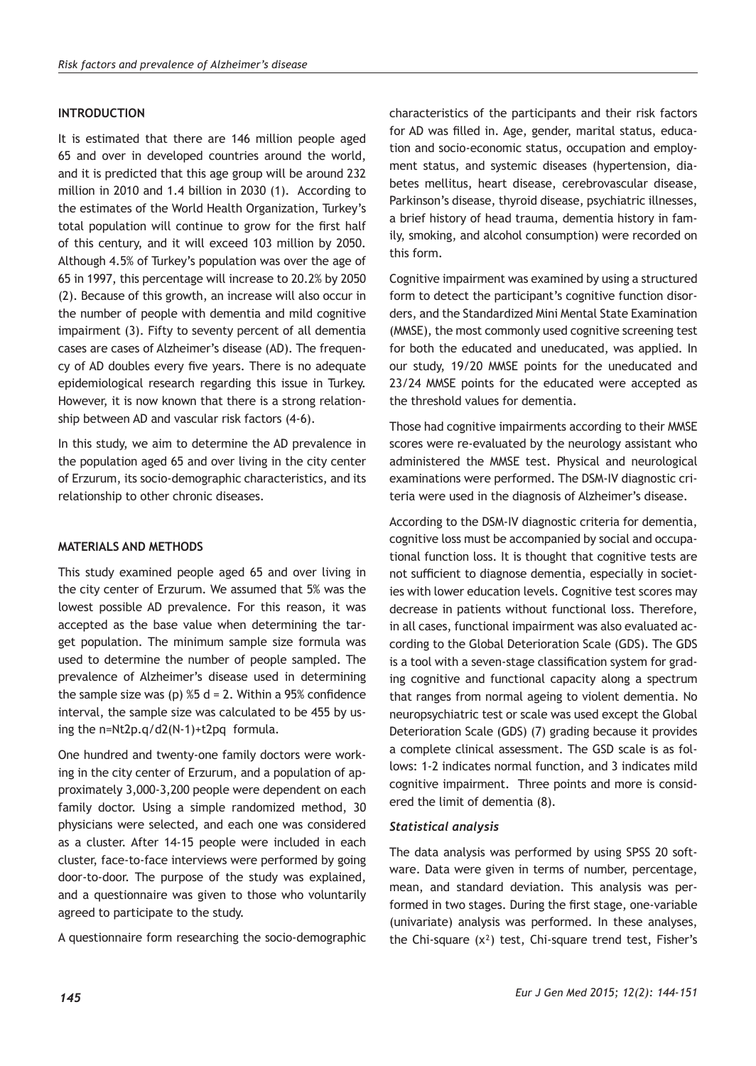## INTRODUCTION

It is estimated that there are 146 million people aged 65 and over in developed countries around the world, and it is predicted that this age group will be around 232 million in 2010 and 1.4 billion in 2030 (1). According to the estimates of the World Health Organization, Turkey's total population will continue to grow for the first half of this century, and it will exceed 103 million by 2050. Although 4.5% of Turkey's population was over the age of 65 in 1997, this percentage will increase to 20.2% by 2050 (2). Because of this growth, an increase will also occur in the number of people with dementia and mild cognitive impairment (3). Fifty to seventy percent of all dementia cases are cases of Alzheimer's disease (AD). The frequency of AD doubles every five years. There is no adequate epidemiological research regarding this issue in Turkey. However, it is now known that there is a strong relationship between AD and vascular risk factors (4-6).

In this study, we aim to determine the AD prevalence in the population aged 65 and over living in the city center of Erzurum, its socio-demographic characteristics, and its relationship to other chronic diseases.

## MATERIALS AND METHODS

This study examined people aged 65 and over living in the city center of Erzurum. We assumed that 5% was the lowest possible AD prevalence. For this reason, it was accepted as the base value when determining the target population. The minimum sample size formula was used to determine the number of people sampled. The prevalence of Alzheimer's disease used in determining the sample size was (p) %5 d = 2. Within a 95% confidence interval, the sample size was calculated to be 455 by using the n=Nt2p.q/d2(N-1)+t2pq formula.

One hundred and twenty-one family doctors were working in the city center of Erzurum, and a population of approximately 3,000-3,200 people were dependent on each family doctor. Using a simple randomized method, 30 physicians were selected, and each one was considered as a cluster. After 14-15 people were included in each cluster, face-to-face interviews were performed by going door-to-door. The purpose of the study was explained, and a questionnaire was given to those who voluntarily agreed to participate to the study.

A questionnaire form researching the socio-demographic characteristics of the participants and their risk factors for AD was filled in. Age, gender, marital status, education and socio-economic status, occupation and employment status, and systemic diseases (hypertension, diabetes mellitus, heart disease, cerebrovascular disease, Parkinson's disease, thyroid disease, psychiatric illnesses, a brief history of head trauma, dementia history in family, smoking, and alcohol consumption) were recorded on this form.

Cognitive impairment was examined by using a structured form to detect the participant's cognitive function disorders, and the Standardized Mini Mental State Examination (MMSE), the most commonly used cognitive screening test for both the educated and uneducated, was applied. In our study, 19/20 MMSE points for the uneducated and 23/24 MMSE points for the educated were accepted as the threshold values for dementia.

Those had cognitive impairments according to their MMSE scores were re-evaluated by the neurology assistant who administered the MMSE test. Physical and neurological examinations were performed. The DSM-IV diagnostic criteria were used in the diagnosis of Alzheimer's disease.

According to the DSM-IV diagnostic criteria for dementia, cognitive loss must be accompanied by social and occupational function loss. It is thought that cognitive tests are not sufficient to diagnose dementia, especially in societies with lower education levels. Cognitive test scores may decrease in patients without functional loss. Therefore, in all cases, functional impairment was also evaluated according to the Global Deterioration Scale (GDS). The GDS is a tool with a seven-stage classification system for grading cognitive and functional capacity along a spectrum that ranges from normal ageing to violent dementia. No neuropsychiatric test or scale was used except the Global Deterioration Scale (GDS) (7) grading because it provides a complete clinical assessment. The GSD scale is as follows: 1-2 indicates normal function, and 3 indicates mild cognitive impairment. Three points and more is considered the limit of dementia (8).

### *Statistical analysis*

The data analysis was performed by using SPSS 20 software. Data were given in terms of number, percentage, mean, and standard deviation. This analysis was performed in two stages. During the first stage, one-variable (univariate) analysis was performed. In these analyses, the Chi-square ($x^2$) test, Chi-square trend test, Fisher's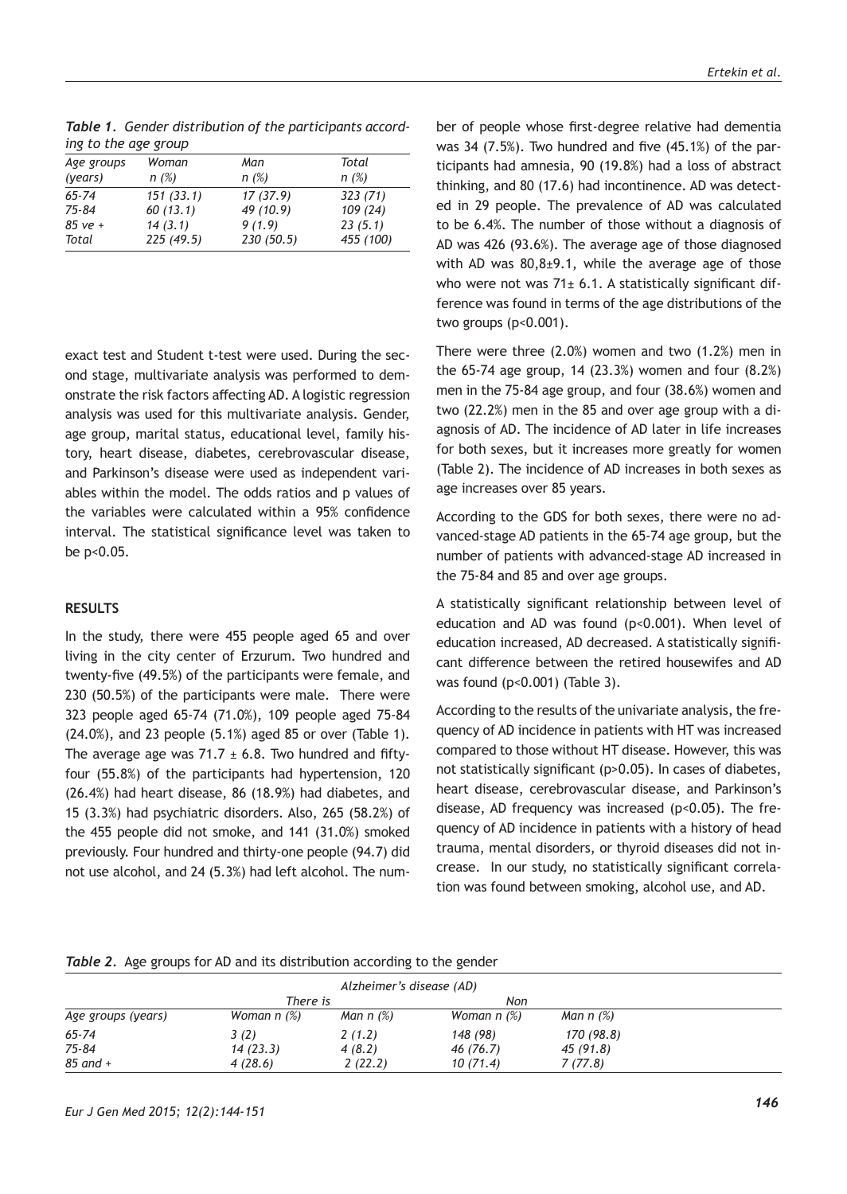*Table 1. Gender distribution of the participants according to the age group*

| Age groups (years) | Woman n (%) | Man n (%) | Total n (%) |
|---|---|---|---|
| 65-74 | 151 (33.1) | 17 (37.9) | 323 (71) |
| 75-84 | 60 (13.1) | 49 (10.9) | 109 (24) |
| 85 ve + | 14 (3.1) | 9 (1.9) | 23 (5.1) |
| Total | 225 (49.5) | 230 (50.5) | 455 (100) |

exact test and Student t-test were used. During the second stage, multivariate analysis was performed to demonstrate the risk factors affecting AD. A logistic regression analysis was used for this multivariate analysis. Gender, age group, marital status, educational level, family history, heart disease, diabetes, cerebrovascular disease, and Parkinson's disease were used as independent variables within the model. The odds ratios and p values of the variables were calculated within a 95% confidence interval. The statistical significance level was taken to be $p<0.05$.

## RESULTS

In the study, there were 455 people aged 65 and over living in the city center of Erzurum. Two hundred and twenty-five (49.5%) of the participants were female, and 230 (50.5%) of the participants were male. There were 323 people aged 65-74 (71.0%), 109 people aged 75-84 (24.0%), and 23 people (5.1%) aged 85 or over (Table 1). The average age was $71.7 \pm 6.8$. Two hundred and fifty-four (55.8%) of the participants had hypertension, 120 (26.4%) had heart disease, 86 (18.9%) had diabetes, and 15 (3.3%) had psychiatric disorders. Also, 265 (58.2%) of the 455 people did not smoke, and 141 (31.0%) smoked previously. Four hundred and thirty-one people (94.7) did not use alcohol, and 24 (5.3%) had left alcohol. The number of people whose first-degree relative had dementia was 34 (7.5%). Two hundred and five (45.1%) of the participants had amnesia, 90 (19.8%) had a loss of abstract thinking, and 80 (17.6) had incontinence. AD was detected in 29 people. The prevalence of AD was calculated to be 6.4%. The number of those without a diagnosis of AD was 426 (93.6%). The average age of those diagnosed with AD was $80,8\pm9.1$, while the average age of those who were not was $71\pm 6.1$. A statistically significant difference was found in terms of the age distributions of the two groups ($p<0.001$).

There were three (2.0%) women and two (1.2%) men in the 65-74 age group, 14 (23.3%) women and four (8.2%) men in the 75-84 age group, and four (38.6%) women and two (22.2%) men in the 85 and over age group with a diagnosis of AD. The incidence of AD later in life increases for both sexes, but it increases more greatly for women (Table 2). The incidence of AD increases in both sexes as age increases over 85 years.

According to the GDS for both sexes, there were no advanced-stage AD patients in the 65-74 age group, but the number of patients with advanced-stage AD increased in the 75-84 and 85 and over age groups.

A statistically significant relationship between level of education and AD was found ($p<0.001$). When level of education increased, AD decreased. A statistically significant difference between the retired housewifes and AD was found ($p<0.001$) (Table 3).

According to the results of the univariate analysis, the frequency of AD incidence in patients with HT was increased compared to those without HT disease. However, this was not statistically significant ($p>0.05$). In cases of diabetes, heart disease, cerebrovascular disease, and Parkinson's disease, AD frequency was increased ($p<0.05$). The frequency of AD incidence in patients with a history of head trauma, mental disorders, or thyroid diseases did not increase. In our study, no statistically significant correlation was found between smoking, alcohol use, and AD.

*Table 2. Age groups for AD and its distribution according to the gender*

| | Alzheimer's disease (AD) | | | |
|---|---|---|---|---|
| | There is | | Non | |
| Age groups (years) | Woman n (%) | Man n (%) | Woman n (%) | Man n (%) |
| 65-74 | 3 (2) | 2 (1.2) | 148 (98) | 170 (98.8) |
| 75-84 | 14 (23.3) | 4 (8.2) | 46 (76.7) | 45 (91.8) |
| 85 and + | 4 (28.6) | 2 (22.2) | 10 (71.4) | 7 (77.8) |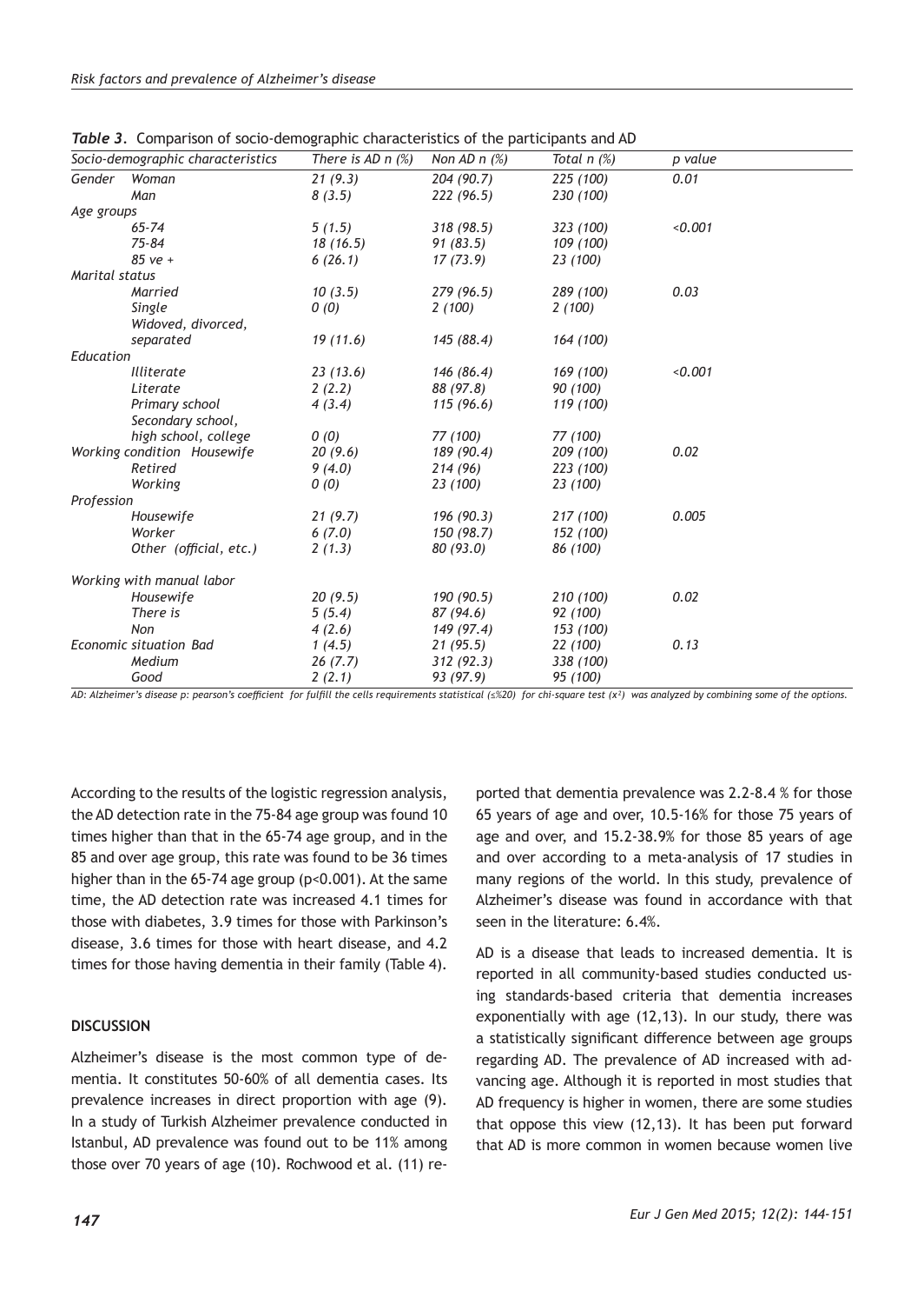*Table 3.* Comparison of socio-demographic characteristics of the participants and AD

| Socio-demographic characteristics | | There is AD n (%) | Non AD n (%) | Total n (%) | p value |
|---|---|---|---|---|---|
| Gender | Woman | 21 (9.3) | 204 (90.7) | 225 (100) | 0.01 |
| | Man | 8 (3.5) | 222 (96.5) | 230 (100) | |
| Age groups | | | | | |
| | 65-74 | 5 (1.5) | 318 (98.5) | 323 (100) | <0.001 |
| | 75-84 | 18 (16.5) | 91 (83.5) | 109 (100) | |
| | 85 ve + | 6 (26.1) | 17 (73.9) | 23 (100) | |
| Marital status | | | | | |
| | Married | 10 (3.5) | 279 (96.5) | 289 (100) | 0.03 |
| | Single | 0 (0) | 2 (100) | 2 (100) | |
| | Widoved, divorced, separated | 19 (11.6) | 145 (88.4) | 164 (100) | |
| Education | | | | | |
| | Illiterate | 23 (13.6) | 146 (86.4) | 169 (100) | <0.001 |
| | Literate | 2 (2.2) | 88 (97.8) | 90 (100) | |
| | Primary school | 4 (3.4) | 115 (96.6) | 119 (100) | |
| | Secondary school, high school, college | 0 (0) | 77 (100) | 77 (100) | |
| Working condition | Housewife | 20 (9.6) | 189 (90.4) | 209 (100) | 0.02 |
| | Retired | 9 (4.0) | 214 (96) | 223 (100) | |
| | Working | 0 (0) | 23 (100) | 23 (100) | |
| Profession | | | | | |
| | Housewife | 21 (9.7) | 196 (90.3) | 217 (100) | 0.005 |
| | Worker | 6 (7.0) | 150 (98.7) | 152 (100) | |
| | Other (official, etc.) | 2 (1.3) | 80 (93.0) | 86 (100) | |
| Working with manual labor | | | | | |
| | Housewife | 20 (9.5) | 190 (90.5) | 210 (100) | 0.02 |
| | There is | 5 (5.4) | 87 (94.6) | 92 (100) | |
| | Non | 4 (2.6) | 149 (97.4) | 153 (100) | |
| Economic situation | Bad | 1 (4.5) | 21 (95.5) | 22 (100) | 0.13 |
| | Medium | 26 (7.7) | 312 (92.3) | 338 (100) | |
| | Good | 2 (2.1) | 93 (97.9) | 95 (100) | |

*AD: Alzheimer's disease p: pearson's coefficient for fulfill the cells requirements statistical (≤%20) for chi-square test ($x^2$) was analyzed by combining some of the options.*

According to the results of the logistic regression analysis, the AD detection rate in the 75-84 age group was found 10 times higher than that in the 65-74 age group, and in the 85 and over age group, this rate was found to be 36 times higher than in the 65-74 age group ($p<0.001$). At the same time, the AD detection rate was increased 4.1 times for those with diabetes, 3.9 times for those with Parkinson's disease, 3.6 times for those with heart disease, and 4.2 times for those having dementia in their family (Table 4).

**DISCUSSION**

Alzheimer's disease is the most common type of dementia. It constitutes 50-60% of all dementia cases. Its prevalence increases in direct proportion with age (9). In a study of Turkish Alzheimer prevalence conducted in Istanbul, AD prevalence was found out to be 11% among those over 70 years of age (10). Rochwood et al. (11) reported that dementia prevalence was 2.2-8.4 % for those 65 years of age and over, 10.5-16% for those 75 years of age and over, and 15.2-38.9% for those 85 years of age and over according to a meta-analysis of 17 studies in many regions of the world. In this study, prevalence of Alzheimer's disease was found in accordance with that seen in the literature: 6.4%.

AD is a disease that leads to increased dementia. It is reported in all community-based studies conducted using standards-based criteria that dementia increases exponentially with age (12,13). In our study, there was a statistically significant difference between age groups regarding AD. The prevalence of AD increased with advancing age. Although it is reported in most studies that AD frequency is higher in women, there are some studies that oppose this view (12,13). It has been put forward that AD is more common in women because women live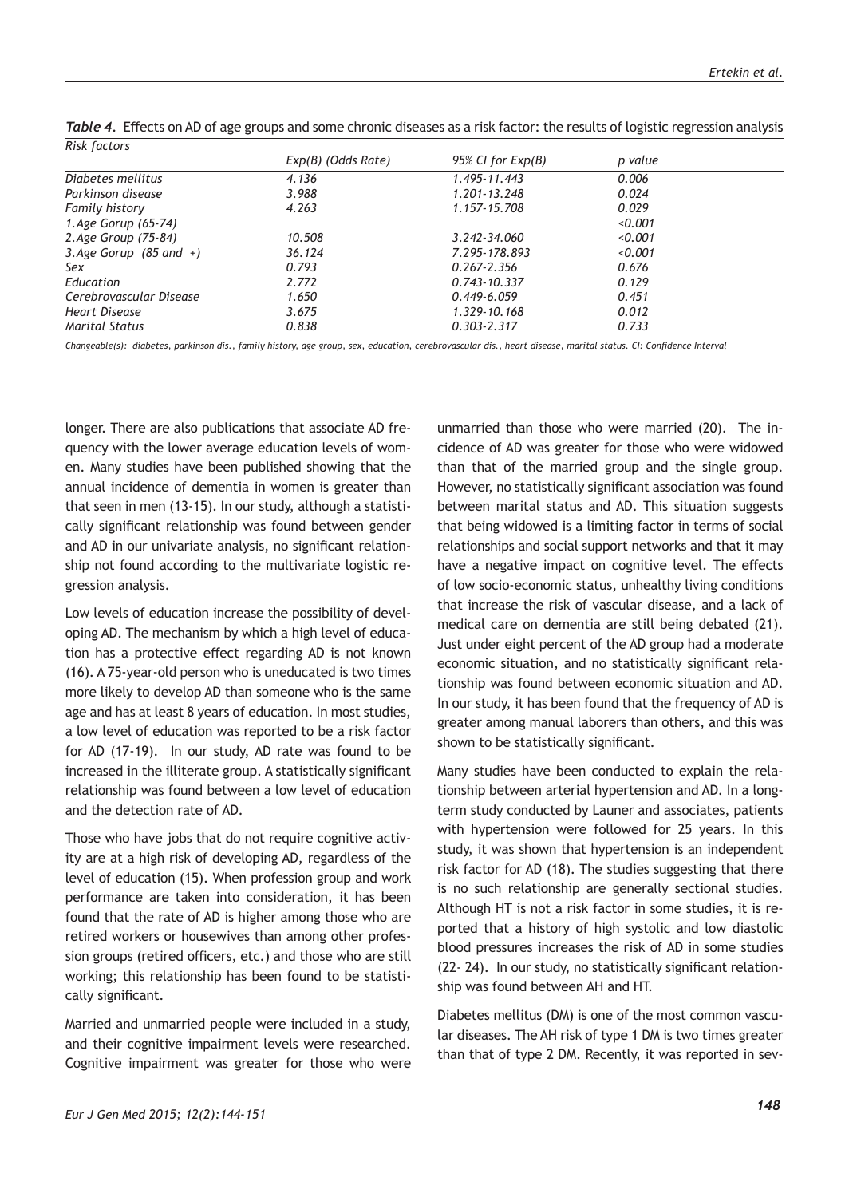*Table 4.* Effects on AD of age groups and some chronic diseases as a risk factor: the results of logistic regression analysis

| *Risk factors* | *Exp(B) (Odds Rate)* | *95% CI for Exp(B)* | *p value* |
|---|---|---|---|
| *Diabetes mellitus* | *4.136* | *1.495-11.443* | *0.006* |
| *Parkinson disease* | *3.988* | *1.201-13.248* | *0.024* |
| *Family history* | *4.263* | *1.157-15.708* | *0.029* |
| *1.Age Gorup (65-74)* | | | *<0.001* |
| *2.Age Group (75-84)* | *10.508* | *3.242-34.060* | *<0.001* |
| *3.Age Gorup (85 and +)* | *36.124* | *7.295-178.893* | *<0.001* |
| *Sex* | *0.793* | *0.267-2.356* | *0.676* |
| *Education* | *2.772* | *0.743-10.337* | *0.129* |
| *Cerebrovascular Disease* | *1.650* | *0.449-6.059* | *0.451* |
| *Heart Disease* | *3.675* | *1.329-10.168* | *0.012* |
| *Marital Status* | *0.838* | *0.303-2.317* | *0.733* |

*Changeable(s): diabetes, parkinson dis., family history, age group, sex, education, cerebrovascular dis., heart disease, marital status. CI: Confidence Interval*

longer. There are also publications that associate AD frequency with the lower average education levels of women. Many studies have been published showing that the annual incidence of dementia in women is greater than that seen in men (13-15). In our study, although a statistically significant relationship was found between gender and AD in our univariate analysis, no significant relationship not found according to the multivariate logistic regression analysis.

Low levels of education increase the possibility of developing AD. The mechanism by which a high level of education has a protective effect regarding AD is not known (16). A 75-year-old person who is uneducated is two times more likely to develop AD than someone who is the same age and has at least 8 years of education. In most studies, a low level of education was reported to be a risk factor for AD (17-19). In our study, AD rate was found to be increased in the illiterate group. A statistically significant relationship was found between a low level of education and the detection rate of AD.

Those who have jobs that do not require cognitive activity are at a high risk of developing AD, regardless of the level of education (15). When profession group and work performance are taken into consideration, it has been found that the rate of AD is higher among those who are retired workers or housewives than among other profession groups (retired officers, etc.) and those who are still working; this relationship has been found to be statistically significant.

Married and unmarried people were included in a study, and their cognitive impairment levels were researched. Cognitive impairment was greater for those who were unmarried than those who were married (20). The incidence of AD was greater for those who were widowed than that of the married group and the single group. However, no statistically significant association was found between marital status and AD. This situation suggests that being widowed is a limiting factor in terms of social relationships and social support networks and that it may have a negative impact on cognitive level. The effects of low socio-economic status, unhealthy living conditions that increase the risk of vascular disease, and a lack of medical care on dementia are still being debated (21). Just under eight percent of the AD group had a moderate economic situation, and no statistically significant relationship was found between economic situation and AD. In our study, it has been found that the frequency of AD is greater among manual laborers than others, and this was shown to be statistically significant.

Many studies have been conducted to explain the relationship between arterial hypertension and AD. In a long-term study conducted by Launer and associates, patients with hypertension were followed for 25 years. In this study, it was shown that hypertension is an independent risk factor for AD (18). The studies suggesting that there is no such relationship are generally sectional studies. Although HT is not a risk factor in some studies, it is reported that a history of high systolic and low diastolic blood pressures increases the risk of AD in some studies (22- 24). In our study, no statistically significant relationship was found between AH and HT.

Diabetes mellitus (DM) is one of the most common vascular diseases. The AH risk of type 1 DM is two times greater than that of type 2 DM. Recently, it was reported in sev-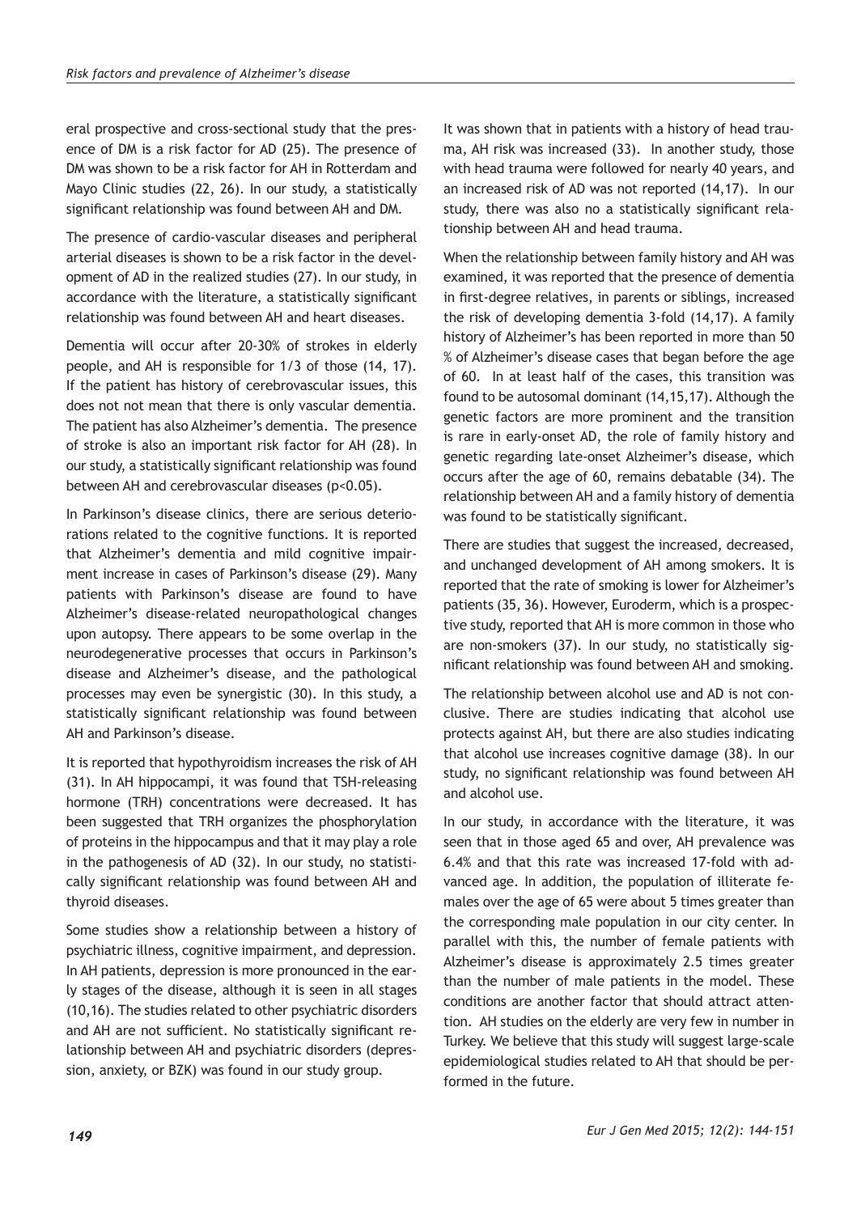eral prospective and cross-sectional study that the presence of DM is a risk factor for AD (25). The presence of DM was shown to be a risk factor for AH in Rotterdam and Mayo Clinic studies (22, 26). In our study, a statistically significant relationship was found between AH and DM.

The presence of cardio-vascular diseases and peripheral arterial diseases is shown to be a risk factor in the development of AD in the realized studies (27). In our study, in accordance with the literature, a statistically significant relationship was found between AH and heart diseases.

Dementia will occur after 20-30% of strokes in elderly people, and AH is responsible for 1/3 of those (14, 17). If the patient has history of cerebrovascular issues, this does not not mean that there is only vascular dementia. The patient has also Alzheimer's dementia. The presence of stroke is also an important risk factor for AH (28). In our study, a statistically significant relationship was found between AH and cerebrovascular diseases ($p<0.05$).

In Parkinson's disease clinics, there are serious deteriorations related to the cognitive functions. It is reported that Alzheimer's dementia and mild cognitive impairment increase in cases of Parkinson's disease (29). Many patients with Parkinson's disease are found to have Alzheimer's disease-related neuropathological changes upon autopsy. There appears to be some overlap in the neurodegenerative processes that occurs in Parkinson's disease and Alzheimer's disease, and the pathological processes may even be synergistic (30). In this study, a statistically significant relationship was found between AH and Parkinson's disease.

It is reported that hypothyroidism increases the risk of AH (31). In AH hippocampi, it was found that TSH-releasing hormone (TRH) concentrations were decreased. It has been suggested that TRH organizes the phosphorylation of proteins in the hippocampus and that it may play a role in the pathogenesis of AD (32). In our study, no statistically significant relationship was found between AH and thyroid diseases.

Some studies show a relationship between a history of psychiatric illness, cognitive impairment, and depression. In AH patients, depression is more pronounced in the early stages of the disease, although it is seen in all stages (10,16). The studies related to other psychiatric disorders and AH are not sufficient. No statistically significant relationship between AH and psychiatric disorders (depression, anxiety, or BZK) was found in our study group.

It was shown that in patients with a history of head trauma, AH risk was increased (33). In another study, those with head trauma were followed for nearly 40 years, and an increased risk of AD was not reported (14,17). In our study, there was also no a statistically significant relationship between AH and head trauma.

When the relationship between family history and AH was examined, it was reported that the presence of dementia in first-degree relatives, in parents or siblings, increased the risk of developing dementia 3-fold (14,17). A family history of Alzheimer's has been reported in more than 50 % of Alzheimer's disease cases that began before the age of 60. In at least half of the cases, this transition was found to be autosomal dominant (14,15,17). Although the genetic factors are more prominent and the transition is rare in early-onset AD, the role of family history and genetic regarding late-onset Alzheimer's disease, which occurs after the age of 60, remains debatable (34). The relationship between AH and a family history of dementia was found to be statistically significant.

There are studies that suggest the increased, decreased, and unchanged development of AH among smokers. It is reported that the rate of smoking is lower for Alzheimer's patients (35, 36). However, Euroderm, which is a prospective study, reported that AH is more common in those who are non-smokers (37). In our study, no statistically significant relationship was found between AH and smoking.

The relationship between alcohol use and AD is not conclusive. There are studies indicating that alcohol use protects against AH, but there are also studies indicating that alcohol use increases cognitive damage (38). In our study, no significant relationship was found between AH and alcohol use.

In our study, in accordance with the literature, it was seen that in those aged 65 and over, AH prevalence was 6.4% and that this rate was increased 17-fold with advanced age. In addition, the population of illiterate females over the age of 65 were about 5 times greater than the corresponding male population in our city center. In parallel with this, the number of female patients with Alzheimer's disease is approximately 2.5 times greater than the number of male patients in the model. These conditions are another factor that should attract attention. AH studies on the elderly are very few in number in Turkey. We believe that this study will suggest large-scale epidemiological studies related to AH that should be performed in the future.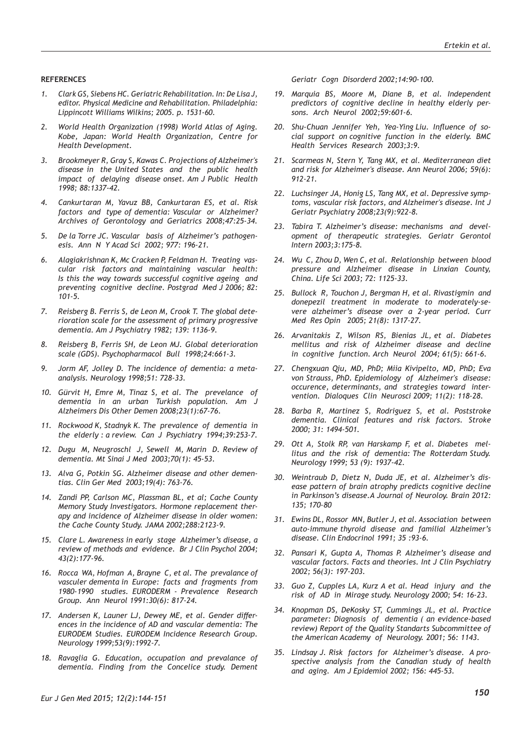**REFERENCES**

1. *Clark GS, Siebens HC. Geriatric Rehabilitation. In: De Lisa J, editor. Physical Medicine and Rehabilitation. Philadelphia: Lippincott Williams Wilkins; 2005. p. 1531-60.*
2. *World Health Organization (1998) World Atlas of Aging. Kobe, Japan: World Health Organization, Centre for Health Development.*
3. *Brookmeyer R, Gray S, Kawas C. Projections of Alzheimer's disease in the United States and the public health impact of delaying disease onset. Am J Public Health 1998; 88:1337-42.*
4. *Cankurtaran M, Yavuz BB, Cankurtaran ES, et al. Risk factors and type of dementia: Vascular or Alzheimer? Archives of Gerontology and Geriatrics 2008;47:25-34.*
5. *De la Torre JC. Vascular basis of Alzheimer's pathogenesis. Ann N Y Acad Sci 2002; 977: 196-21.*
6. *Alagiakrishnan K, Mc Cracken P, Feldman H. Treating vascular risk factors and maintaining vascular health: Is this the way towards successful cognitive ageing and preventing cognitive decline. Postgrad Med J 2006; 82: 101-5.*
7. *Reisberg B. Ferris S, de Leon M, Crook T. The global deterioration scale for the assessment of primary progressive dementia. Am J Psychiatry 1982; 139: 1136-9.*
8. *Reisberg B, Ferris SH, de Leon MJ. Global deterioration scale (GDS). Psychopharmacol Bull 1998;24:661-3.*
9. *Jorm AF, Jolley D. The incidence of dementia: a meta-analysis. Neurology 1998;51: 728-33.*
10. *Gürvit H, Emre M, Tinaz S, et al. The prevelance of dementia in an urban Turkish population. Am J Alzheimers Dis Other Demen 2008;23(1):67-76.*
11. *Rockwood K, Stadnyk K. The prevalence of dementia in the elderly : a review. Can J Psychiatry 1994;39:253-7.*
12. *Dugu M, Neugroschl J, Sewell M, Marin D. Review of dementia. Mt Sinai J Med 2003;70(1): 45-53.*
13. *Alva G, Potkin SG. Alzheimer disease and other dementias. Clin Ger Med 2003;19(4): 763-76.*
14. *Zandi PP, Carlson MC, Plassman BL, et al; Cache County Memory Study Investigators. Hormone replacement therapy and incidence of Alzheimer disease in older women: the Cache County Study. JAMA 2002;288:2123-9.*
15. *Clare L. Awareness in early stage Alzheimer's disease, a review of methods and evidence. Br J Clin Psychol 2004; 43(2):177-96.*
16. *Rocca WA, Hofman A, Brayne C, et al. The prevalance of vasculer dementa in Europe: facts and fragments from 1980-1990 studies. EURODERM - Prevalence Research Group. Ann Neurol 1991:30(6): 817-24.*
17. *Andersen K, Launer LJ, Dewey ME, et al. Gender differences in the incidence of AD and vascular dementia: The EURODEM Studies. EURODEM Incidence Research Group. Neurology 1999;53(9):1992-7.*
18. *Ravaglia G. Education, occupation and prevalance of dementia. Finding from the Concelice study. Dement Geriatr Cogn Disorderd 2002;14:90-100.*
19. *Marquia BS, Moore M, Diane B, et al. Independent predictors of cognitive decline in healthy elderly persons. Arch Neurol 2002;59:601-6.*
20. *Shu-Chuan Jennifer Yeh, Yea-Ying Liu. Influence of social support on cognitive function in the elderly. BMC Health Services Research 2003;3:9.*
21. *Scarmeas N, Stern Y, Tang MX, et al. Mediterranean diet and risk for Alzheimer's disease. Ann Neurol 2006; 59(6): 912-21.*
22. *Luchsinger JA, Honig LS, Tang MX, et al. Depressive symptoms, vascular risk factors, and Alzheimer's disease. Int J Geriatr Psychiatry 2008;23(9):922-8.*
23. *Tabira T. Alzheimer's disease: mechanisms and development of therapeutic strategies. Geriatr Gerontol Intern 2003;3:175-8.*
24. *Wu C, Zhou D, Wen C, et al. Relationship between blood pressure and Alzheimer disease in Linxian County, China. Life Sci 2003; 72: 1125-33.*
25. *Bullock R, Touchon J, Bergman H, et al. Rivastigmin and donepezil treatment in moderate to moderately-severe alzheimer's disease over a 2-year period. Curr Med Res Opin 2005; 21(8): 1317-27.*
26. *Arvanitakis Z, Wilson RS, Bienias JL, et al. Diabetes mellitus and risk of Alzheimer disease and decline in cognitive function. Arch Neurol 2004; 61(5): 661-6.*
27. *Chengxuan Qiu, MD, PhD; Miia Kivipelto, MD, PhD; Eva von Strauss, PhD. Epidemiology of Alzheimer's disease: occurence, determinants, and strategies toward intervention. Dialoques Clin Neurosci 2009; 11(2): 118-28.*
28. *Barba R, Martinez S, Rodriguez S, et al. Poststroke dementia. Clinical features and risk factors. Stroke 2000; 31: 1494-501.*
29. *Ott A, Stolk RP, van Harskamp F, et al. Diabetes mellitus and the risk of dementia: The Rotterdam Study. Neurology 1999; 53 (9): 1937-42.*
30. *Weintraub D, Dietz N, Duda JE, et al. Alzheimer's disease pattern of brain atrophy predicts cognitive decline in Parkinson's disease.A Journal of Neuroloy. Brain 2012: 135; 170-80*
31. *Ewins DL, Rossor MN, Butler J, et al. Association between auto-immune thyroid disease and familial Alzheimer's disease. Clin Endocrinol 1991; 35 :93-6.*
32. *Pansari K, Gupta A, Thomas P. Alzheimer's disease and vascular factors. Facts and theories. Int J Clin Psychiatry 2002; 56(3): 197-203.*
33. *Guo Z, Cupples LA, Kurz A et al. Head injury and the risk of AD in Mirage study. Neurology 2000; 54: 16-23.*
34. *Knopman DS, DeKosky ST, Cummings JL, et al. Practice parameter: Diagnosis of dementia ( an evidence-based review) Report of the Quality Standarts Subcommittee of the American Academy of Neurology. 2001; 56: 1143.*
35. *Lindsay J. Risk factors for Alzheimer's disease. A prospective analysis from the Canadian study of health and aging. Am J Epidemiol 2002; 156: 445-53.*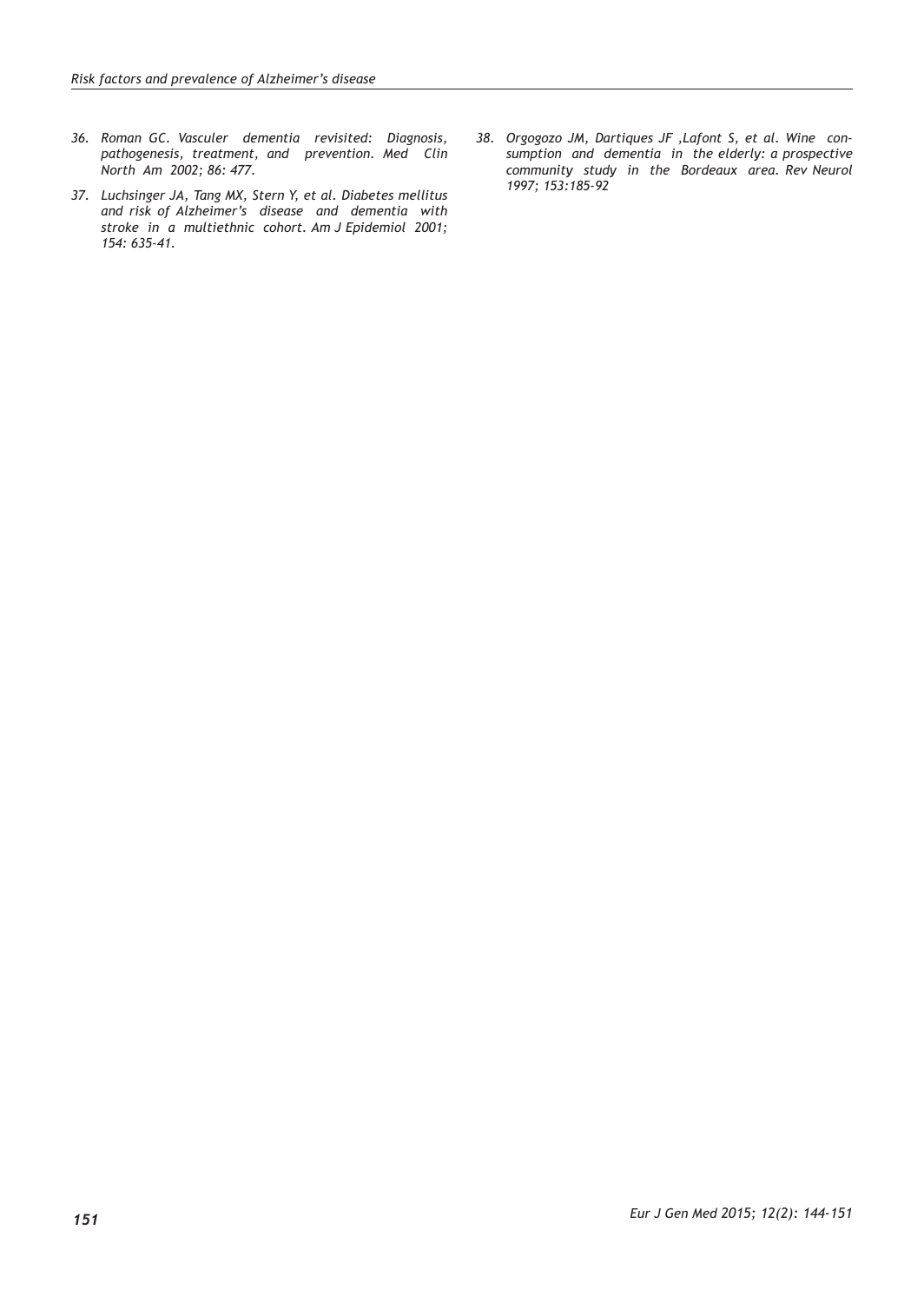36. *Roman GC. Vasculer dementia revisited: Diagnosis, pathogenesis, treatment, and prevention. Med Clin North Am 2002; 86: 477.*

37. *Luchsinger JA, Tang MX, Stern Y, et al. Diabetes mellitus and risk of Alzheimer's disease and dementia with stroke in a multiethnic cohort. Am J Epidemiol 2001; 154: 635-41.*

38. *Orgogozo JM, Dartiques JF ,Lafont S, et al. Wine consumption and dementia in the elderly: a prospective community study in the Bordeaux area. Rev Neurol 1997; 153:185-92*